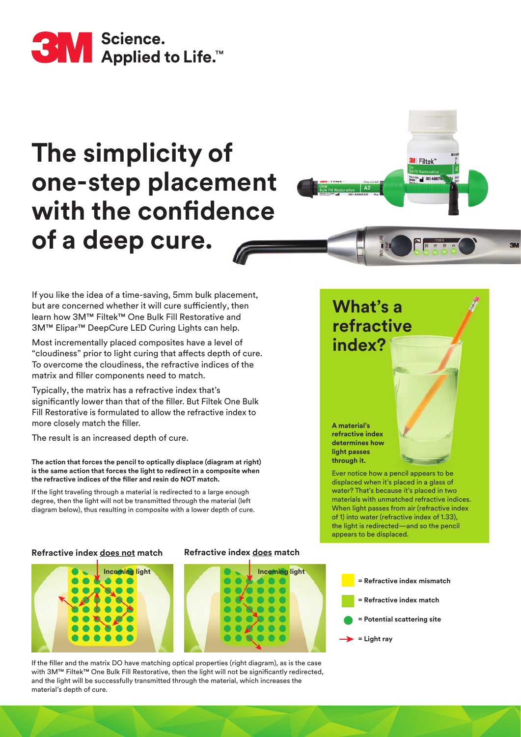**3M** Science. Applied to Life.™

# The simplicity of one-step placement with the confidence of a deep cure.

If you like the idea of a time-saving, 5mm bulk placement, but are concerned whether it will cure sufficiently, then learn how 3M™ Filtek™ One Bulk Fill Restorative and 3M™ Elipar™ DeepCure LED Curing Lights can help.

Most incrementally placed composites have a level of "cloudiness" prior to light curing that affects depth of cure. To overcome the cloudiness, the refractive indices of the matrix and filler components need to match.

Typically, the matrix has a refractive index that's significantly lower than that of the filler. But Filtek One Bulk Fill Restorative is formulated to allow the refractive index to more closely match the filler.

The result is an increased depth of cure.

**The action that forces the pencil to optically displace (diagram at right) is the same action that forces the light to redirect in a composite when the refractive indices of the filler and resin do NOT match.**

If the light traveling through a material is redirected to a large enough degree, then the light will not be transmitted through the material (left diagram below), thus resulting in composite with a lower depth of cure.

## What's a refractive index?

**A material's refractive index determines how light passes through it.**

Ever notice how a pencil appears to be displaced when it's placed in a glass of water? That's because it's placed in two materials with unmatched refractive indices. When light passes from air (refractive index of 1) into water (refractive index of 1.33), the light is redirected—and so the pencil appears to be displaced.

**Refractive index <u>does not</u> match**

Incoming light

**Refractive index <u>does</u> match**

Incoming light

- = Refractive index mismatch
- = Refractive index match
- = Potential scattering site
- = Light ray

If the filler and the matrix DO have matching optical properties (right diagram), as is the case with 3M™ Filtek™ One Bulk Fill Restorative, then the light will not be significantly redirected, and the light will be successfully transmitted through the material, which increases the material's depth of cure.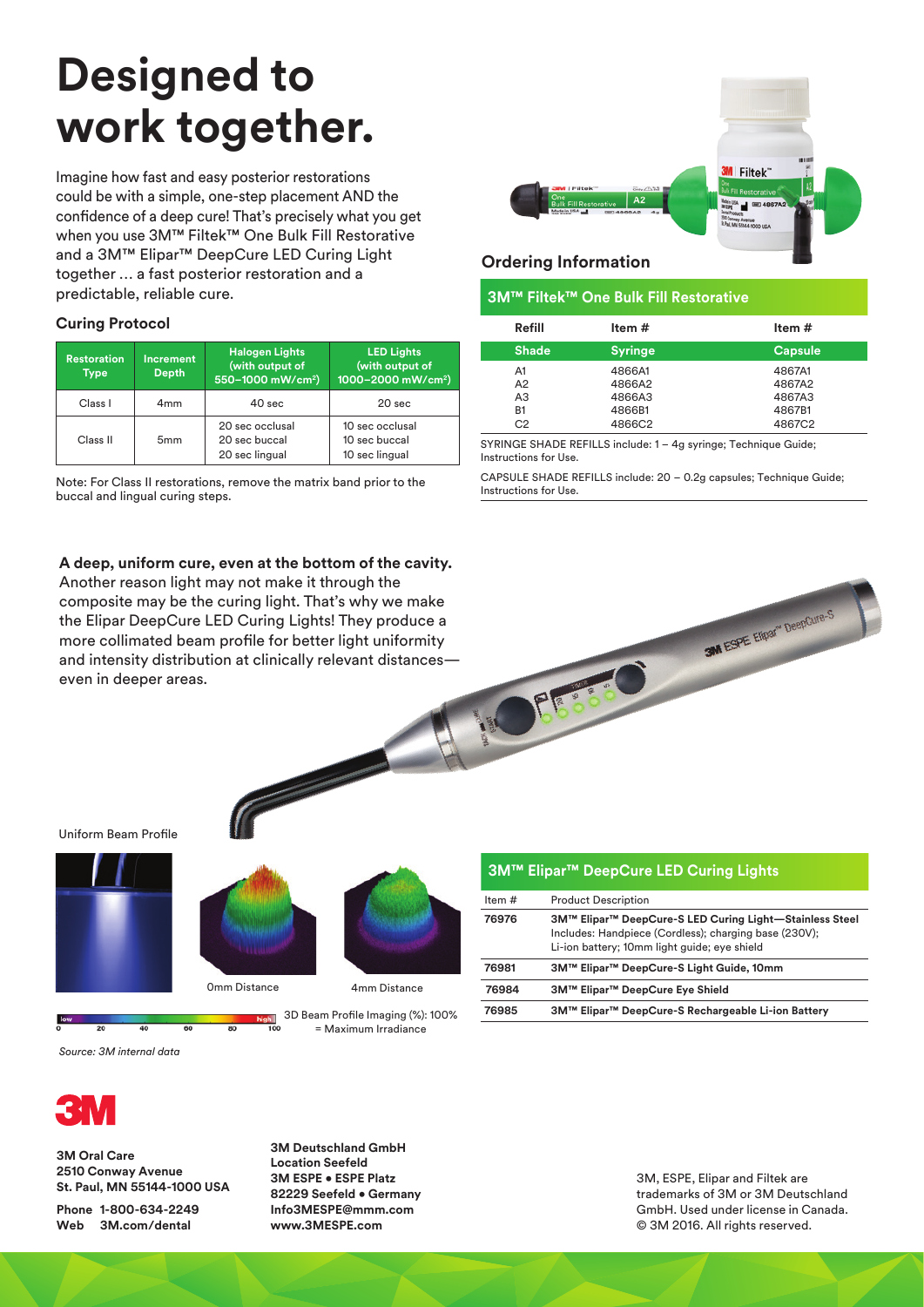# Designed to work together.

Imagine how fast and easy posterior restorations could be with a simple, one-step placement AND the confidence of a deep cure! That's precisely what you get when you use 3M™ Filtek™ One Bulk Fill Restorative and a 3M™ Elipar™ DeepCure LED Curing Light together … a fast posterior restoration and a predictable, reliable cure.

### Curing Protocol

| Restoration Type | Increment Depth | Halogen Lights (with output of 550–1000 mW/cm²) | LED Lights (with output of 1000–2000 mW/cm²) |
|---|---|---|---|
| Class I | 4mm | 40 sec | 20 sec |
| Class II | 5mm | 20 sec occlusal<br>20 sec buccal<br>20 sec lingual | 10 sec occlusal<br>10 sec buccal<br>10 sec lingual |

Note: For Class II restorations, remove the matrix band prior to the buccal and lingual curing steps.

## Ordering Information

### 3M™ Filtek™ One Bulk Fill Restorative

| Refill | Item # | Item # |
|---|---|---|
| **Shade** | **Syringe** | **Capsule** |
| A1 | 4866A1 | 4867A1 |
| A2 | 4866A2 | 4867A2 |
| A3 | 4866A3 | 4867A3 |
| B1 | 4866B1 | 4867B1 |
| C2 | 4866C2 | 4867C2 |

SYRINGE SHADE REFILLS include: 1 – 4g syringe; Technique Guide; Instructions for Use.

CAPSULE SHADE REFILLS include: 20 – 0.2g capsules; Technique Guide; Instructions for Use.

**A deep, uniform cure, even at the bottom of the cavity.**
Another reason light may not make it through the composite may be the curing light. That's why we make the Elipar DeepCure LED Curing Lights! They produce a more collimated beam profile for better light uniformity and intensity distribution at clinically relevant distances—even in deeper areas.

Uniform Beam Profile

0mm Distance

4mm Distance

low high
0 20 40 60 80 100

3D Beam Profile Imaging (%): 100% = Maximum Irradiance

*Source: 3M internal data*

### 3M™ Elipar™ DeepCure LED Curing Lights

| Item # | Product Description |
|---|---|
| **76976** | **3M™ Elipar™ DeepCure-S LED Curing Light—Stainless Steel**<br>Includes: Handpiece (Cordless); charging base (230V); Li-ion battery; 10mm light guide; eye shield |
| **76981** | **3M™ Elipar™ DeepCure-S Light Guide, 10mm** |
| **76984** | **3M™ Elipar™ DeepCure Eye Shield** |
| **76985** | **3M™ Elipar™ DeepCure-S Rechargeable Li-ion Battery** |

**3M Oral Care**
**2510 Conway Avenue**
**St. Paul, MN 55144-1000 USA**

**Phone 1-800-634-2249**
**Web 3M.com/dental**

**3M Deutschland GmbH**
**Location Seefeld**
**3M ESPE • ESPE Platz**
**82229 Seefeld • Germany**
**Info3MESPE@mmm.com**
**www.3MESPE.com**

3M, ESPE, Elipar and Filtek are trademarks of 3M or 3M Deutschland GmbH. Used under license in Canada.
© 3M 2016. All rights reserved.